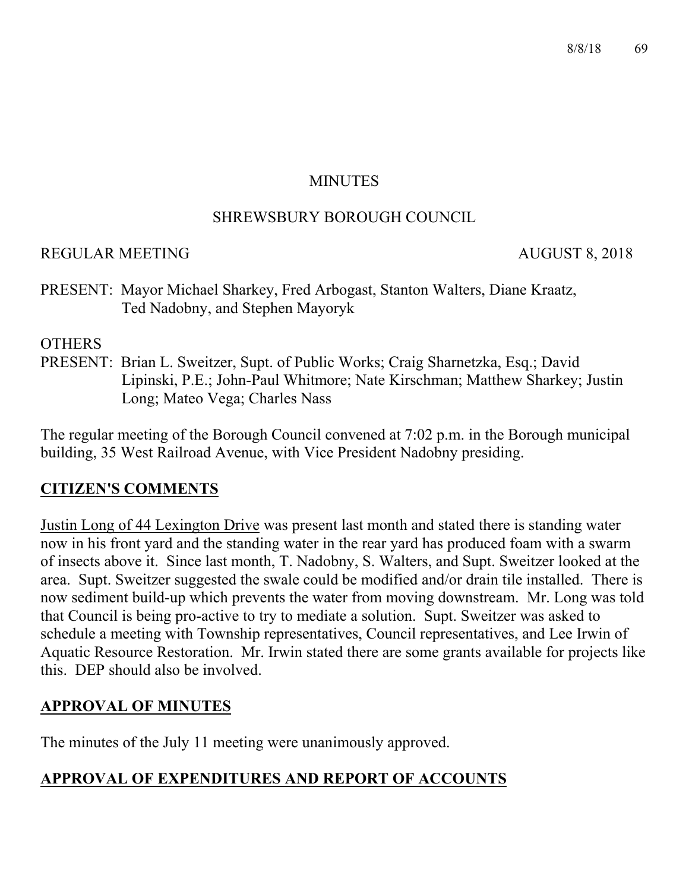MINUTES

SHREWSBURY BOROUGH COUNCIL

REGULAR MEETING AUGUST 8, 2018

PRESENT: Mayor Michael Sharkey, Fred Arbogast, Stanton Walters, Diane Kraatz, Ted Nadobny, and Stephen Mayoryk

OTHERS
PRESENT: Brian L. Sweitzer, Supt. of Public Works; Craig Sharnetzka, Esq.; David Lipinski, P.E.; John-Paul Whitmore; Nate Kirschman; Matthew Sharkey; Justin Long; Mateo Vega; Charles Nass

The regular meeting of the Borough Council convened at 7:02 p.m. in the Borough municipal building, 35 West Railroad Avenue, with Vice President Nadobny presiding.

## CITIZEN'S COMMENTS

Justin Long of 44 Lexington Drive was present last month and stated there is standing water now in his front yard and the standing water in the rear yard has produced foam with a swarm of insects above it. Since last month, T. Nadobny, S. Walters, and Supt. Sweitzer looked at the area. Supt. Sweitzer suggested the swale could be modified and/or drain tile installed. There is now sediment build-up which prevents the water from moving downstream. Mr. Long was told that Council is being pro-active to try to mediate a solution. Supt. Sweitzer was asked to schedule a meeting with Township representatives, Council representatives, and Lee Irwin of Aquatic Resource Restoration. Mr. Irwin stated there are some grants available for projects like this. DEP should also be involved.

## APPROVAL OF MINUTES

The minutes of the July 11 meeting were unanimously approved.

## APPROVAL OF EXPENDITURES AND REPORT OF ACCOUNTS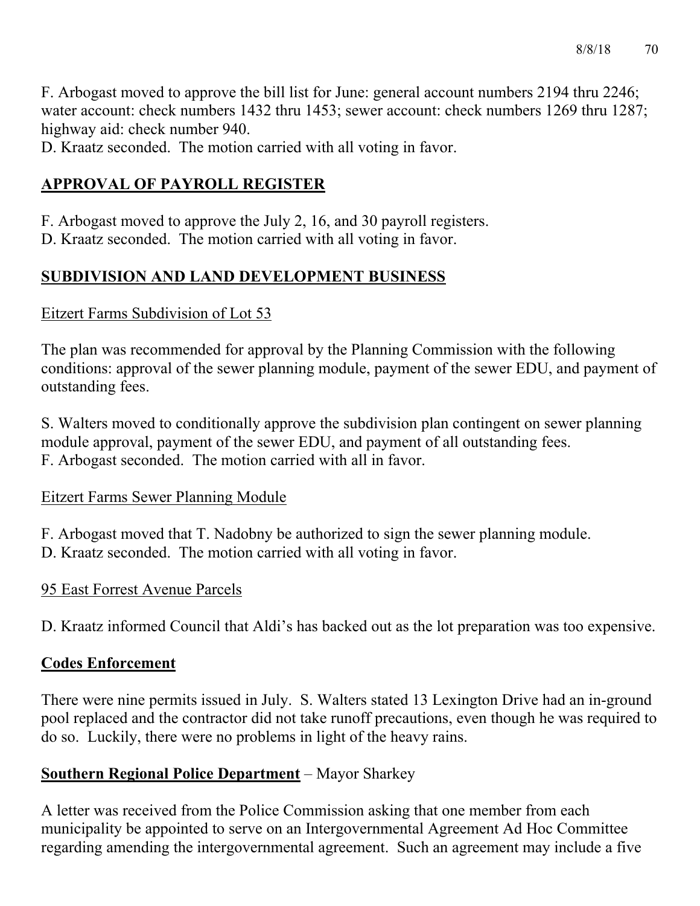F. Arbogast moved to approve the bill list for June: general account numbers 2194 thru 2246; water account: check numbers 1432 thru 1453; sewer account: check numbers 1269 thru 1287; highway aid: check number 940.
D. Kraatz seconded. The motion carried with all voting in favor.

## APPROVAL OF PAYROLL REGISTER

F. Arbogast moved to approve the July 2, 16, and 30 payroll registers.
D. Kraatz seconded. The motion carried with all voting in favor.

## SUBDIVISION AND LAND DEVELOPMENT BUSINESS

Eitzert Farms Subdivision of Lot 53

The plan was recommended for approval by the Planning Commission with the following conditions: approval of the sewer planning module, payment of the sewer EDU, and payment of outstanding fees.

S. Walters moved to conditionally approve the subdivision plan contingent on sewer planning module approval, payment of the sewer EDU, and payment of all outstanding fees.
F. Arbogast seconded. The motion carried with all in favor.

Eitzert Farms Sewer Planning Module

F. Arbogast moved that T. Nadobny be authorized to sign the sewer planning module.
D. Kraatz seconded. The motion carried with all voting in favor.

95 East Forrest Avenue Parcels

D. Kraatz informed Council that Aldi's has backed out as the lot preparation was too expensive.

## Codes Enforcement

There were nine permits issued in July. S. Walters stated 13 Lexington Drive had an in-ground pool replaced and the contractor did not take runoff precautions, even though he was required to do so. Luckily, there were no problems in light of the heavy rains.

## Southern Regional Police Department – Mayor Sharkey

A letter was received from the Police Commission asking that one member from each municipality be appointed to serve on an Intergovernmental Agreement Ad Hoc Committee regarding amending the intergovernmental agreement. Such an agreement may include a five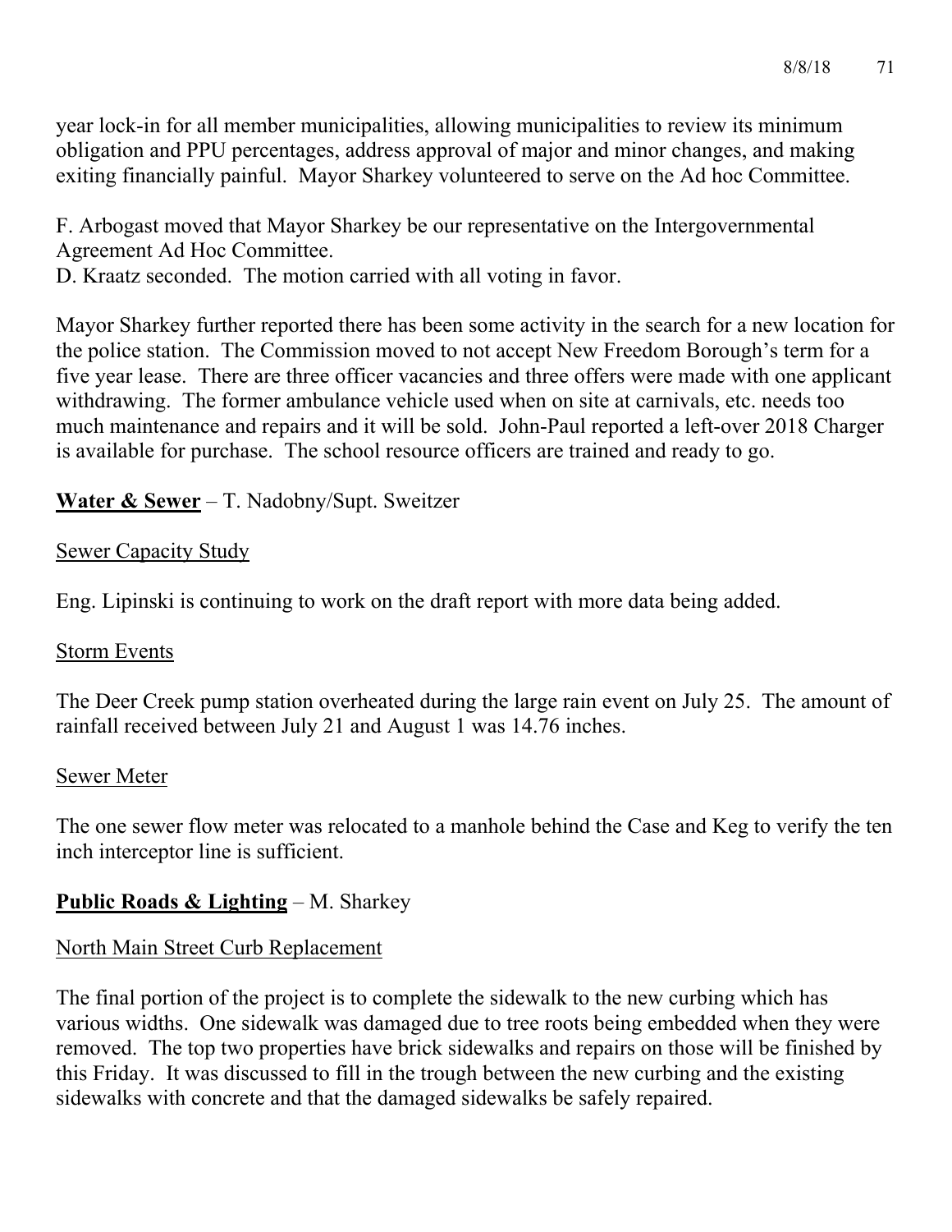year lock-in for all member municipalities, allowing municipalities to review its minimum obligation and PPU percentages, address approval of major and minor changes, and making exiting financially painful. Mayor Sharkey volunteered to serve on the Ad hoc Committee.

F. Arbogast moved that Mayor Sharkey be our representative on the Intergovernmental Agreement Ad Hoc Committee.
D. Kraatz seconded. The motion carried with all voting in favor.

Mayor Sharkey further reported there has been some activity in the search for a new location for the police station. The Commission moved to not accept New Freedom Borough's term for a five year lease. There are three officer vacancies and three offers were made with one applicant withdrawing. The former ambulance vehicle used when on site at carnivals, etc. needs too much maintenance and repairs and it will be sold. John-Paul reported a left-over 2018 Charger is available for purchase. The school resource officers are trained and ready to go.

**Water & Sewer** – T. Nadobny/Supt. Sweitzer

Sewer Capacity Study

Eng. Lipinski is continuing to work on the draft report with more data being added.

Storm Events

The Deer Creek pump station overheated during the large rain event on July 25. The amount of rainfall received between July 21 and August 1 was 14.76 inches.

Sewer Meter

The one sewer flow meter was relocated to a manhole behind the Case and Keg to verify the ten inch interceptor line is sufficient.

**Public Roads & Lighting** – M. Sharkey

North Main Street Curb Replacement

The final portion of the project is to complete the sidewalk to the new curbing which has various widths. One sidewalk was damaged due to tree roots being embedded when they were removed. The top two properties have brick sidewalks and repairs on those will be finished by this Friday. It was discussed to fill in the trough between the new curbing and the existing sidewalks with concrete and that the damaged sidewalks be safely repaired.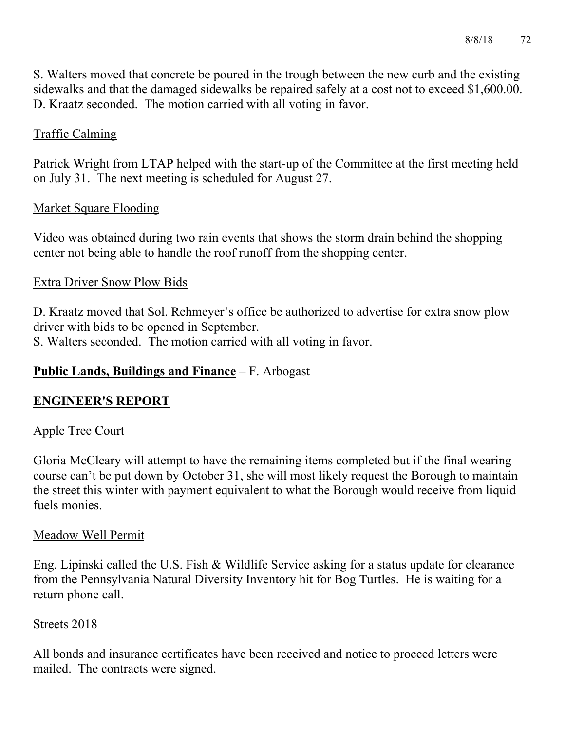S. Walters moved that concrete be poured in the trough between the new curb and the existing sidewalks and that the damaged sidewalks be repaired safely at a cost not to exceed $1,600.00. D. Kraatz seconded. The motion carried with all voting in favor.

Traffic Calming

Patrick Wright from LTAP helped with the start-up of the Committee at the first meeting held on July 31. The next meeting is scheduled for August 27.

Market Square Flooding

Video was obtained during two rain events that shows the storm drain behind the shopping center not being able to handle the roof runoff from the shopping center.

Extra Driver Snow Plow Bids

D. Kraatz moved that Sol. Rehmeyer's office be authorized to advertise for extra snow plow driver with bids to be opened in September.
S. Walters seconded. The motion carried with all voting in favor.

**Public Lands, Buildings and Finance** – F. Arbogast

## ENGINEER'S REPORT

Apple Tree Court

Gloria McCleary will attempt to have the remaining items completed but if the final wearing course can't be put down by October 31, she will most likely request the Borough to maintain the street this winter with payment equivalent to what the Borough would receive from liquid fuels monies.

Meadow Well Permit

Eng. Lipinski called the U.S. Fish & Wildlife Service asking for a status update for clearance from the Pennsylvania Natural Diversity Inventory hit for Bog Turtles. He is waiting for a return phone call.

Streets 2018

All bonds and insurance certificates have been received and notice to proceed letters were mailed. The contracts were signed.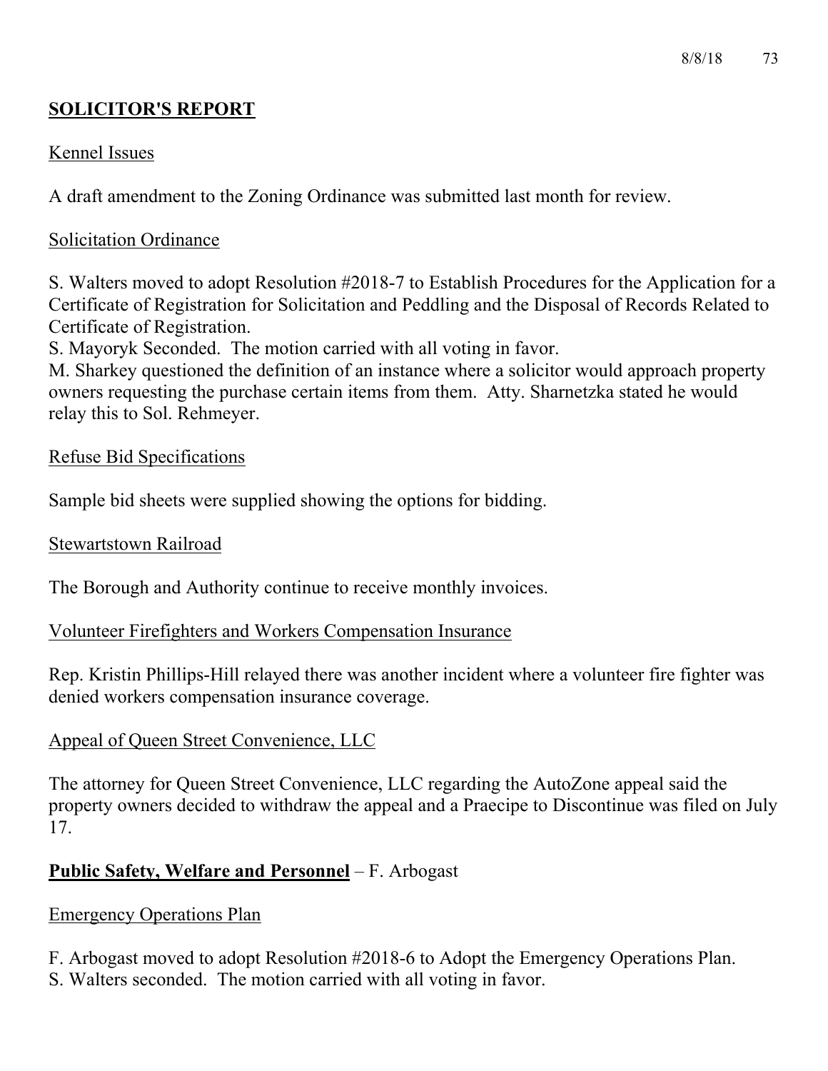## SOLICITOR'S REPORT

Kennel Issues

A draft amendment to the Zoning Ordinance was submitted last month for review.

Solicitation Ordinance

S. Walters moved to adopt Resolution #2018-7 to Establish Procedures for the Application for a Certificate of Registration for Solicitation and Peddling and the Disposal of Records Related to Certificate of Registration.
S. Mayoryk Seconded. The motion carried with all voting in favor.
M. Sharkey questioned the definition of an instance where a solicitor would approach property owners requesting the purchase certain items from them. Atty. Sharnetzka stated he would relay this to Sol. Rehmeyer.

Refuse Bid Specifications

Sample bid sheets were supplied showing the options for bidding.

Stewartstown Railroad

The Borough and Authority continue to receive monthly invoices.

Volunteer Firefighters and Workers Compensation Insurance

Rep. Kristin Phillips-Hill relayed there was another incident where a volunteer fire fighter was denied workers compensation insurance coverage.

Appeal of Queen Street Convenience, LLC

The attorney for Queen Street Convenience, LLC regarding the AutoZone appeal said the property owners decided to withdraw the appeal and a Praecipe to Discontinue was filed on July 17.

**Public Safety, Welfare and Personnel** – F. Arbogast

Emergency Operations Plan

F. Arbogast moved to adopt Resolution #2018-6 to Adopt the Emergency Operations Plan.
S. Walters seconded. The motion carried with all voting in favor.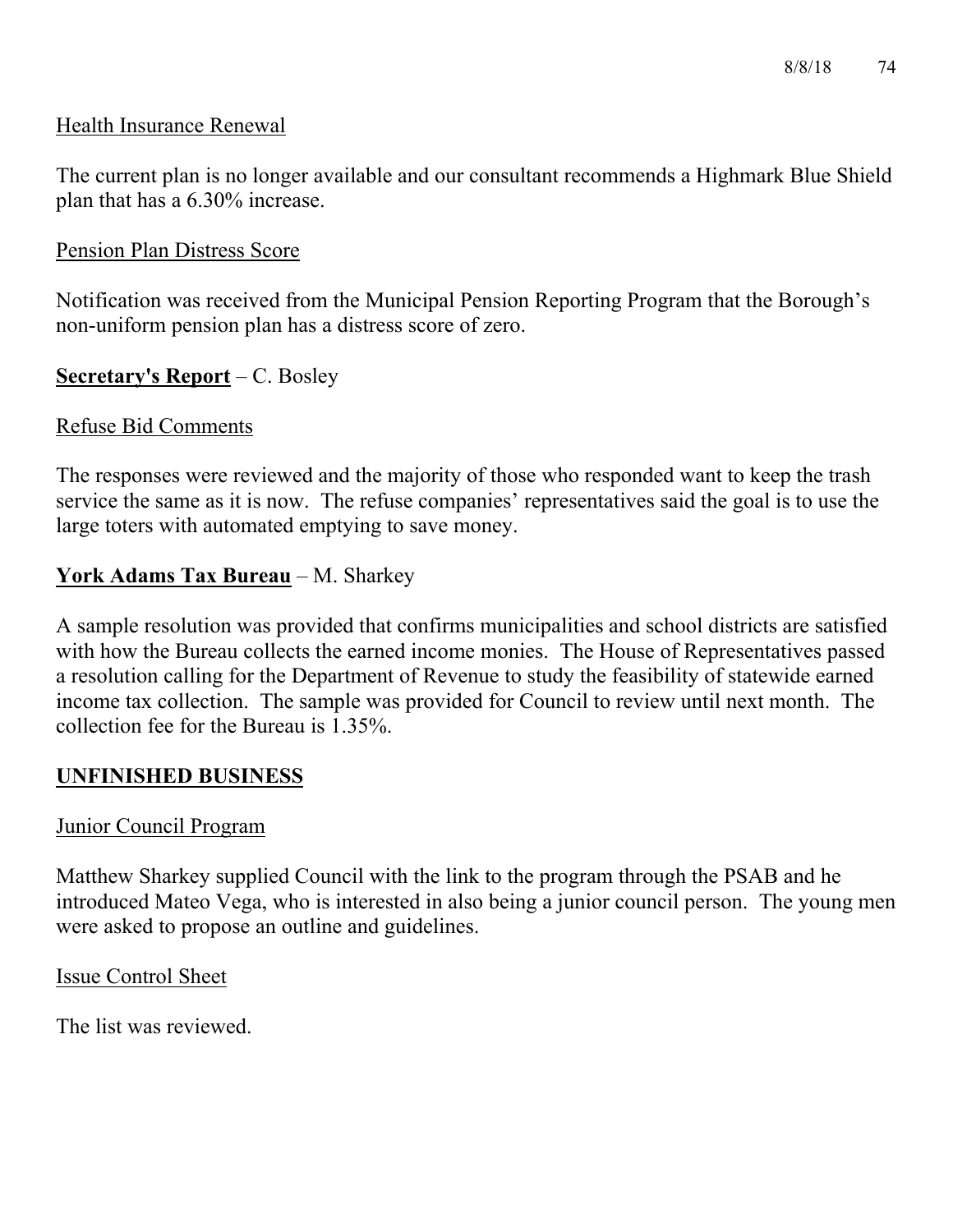Health Insurance Renewal

The current plan is no longer available and our consultant recommends a Highmark Blue Shield plan that has a 6.30% increase.

Pension Plan Distress Score

Notification was received from the Municipal Pension Reporting Program that the Borough's non-uniform pension plan has a distress score of zero.

**Secretary's Report** – C. Bosley

Refuse Bid Comments

The responses were reviewed and the majority of those who responded want to keep the trash service the same as it is now. The refuse companies' representatives said the goal is to use the large toters with automated emptying to save money.

**York Adams Tax Bureau** – M. Sharkey

A sample resolution was provided that confirms municipalities and school districts are satisfied with how the Bureau collects the earned income monies. The House of Representatives passed a resolution calling for the Department of Revenue to study the feasibility of statewide earned income tax collection. The sample was provided for Council to review until next month. The collection fee for the Bureau is 1.35%.

**UNFINISHED BUSINESS**

Junior Council Program

Matthew Sharkey supplied Council with the link to the program through the PSAB and he introduced Mateo Vega, who is interested in also being a junior council person. The young men were asked to propose an outline and guidelines.

Issue Control Sheet

The list was reviewed.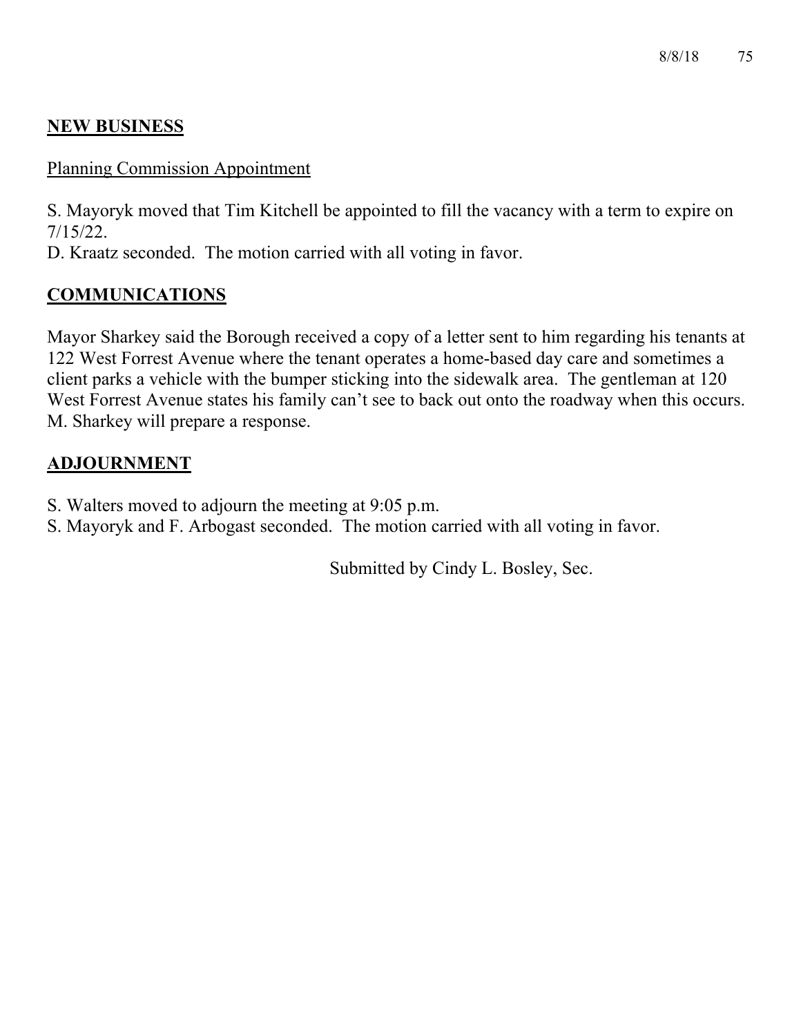## NEW BUSINESS

Planning Commission Appointment

S. Mayoryk moved that Tim Kitchell be appointed to fill the vacancy with a term to expire on 7/15/22.
D. Kraatz seconded. The motion carried with all voting in favor.

## COMMUNICATIONS

Mayor Sharkey said the Borough received a copy of a letter sent to him regarding his tenants at 122 West Forrest Avenue where the tenant operates a home-based day care and sometimes a client parks a vehicle with the bumper sticking into the sidewalk area. The gentleman at 120 West Forrest Avenue states his family can't see to back out onto the roadway when this occurs. M. Sharkey will prepare a response.

## ADJOURNMENT

S. Walters moved to adjourn the meeting at 9:05 p.m.
S. Mayoryk and F. Arbogast seconded. The motion carried with all voting in favor.

Submitted by Cindy L. Bosley, Sec.